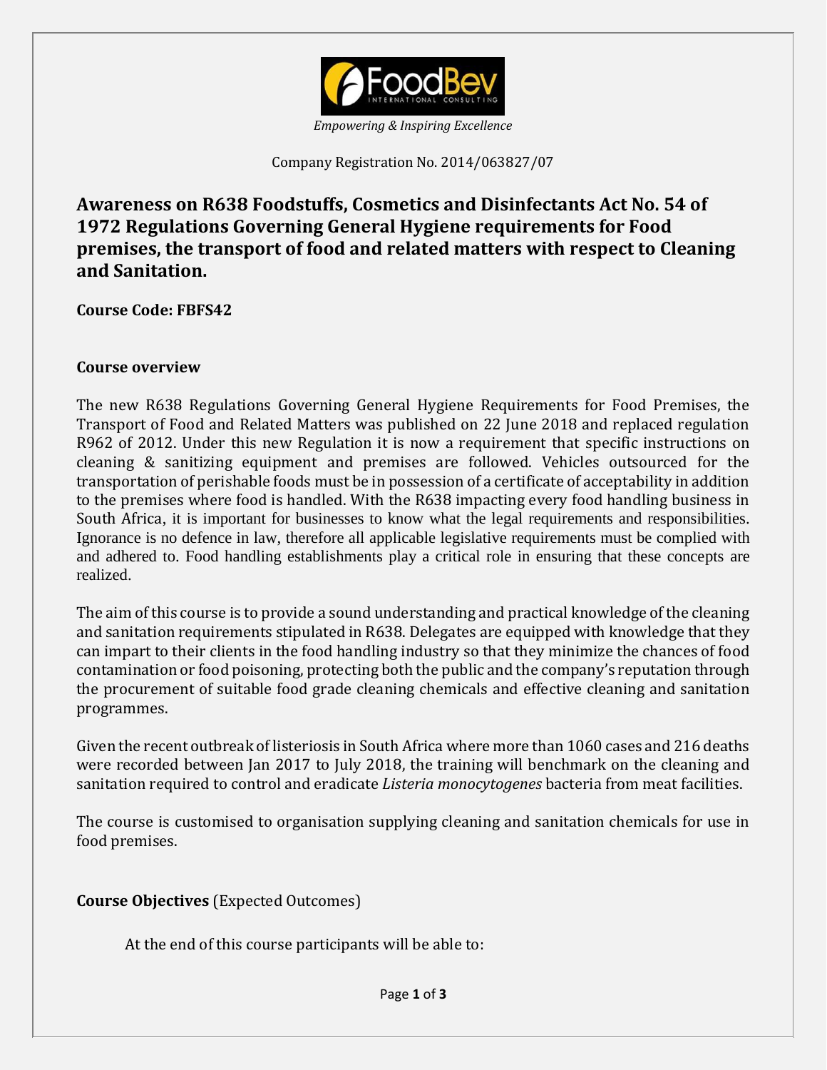*Empowering & Inspiring Excellence*

Company Registration No. 2014/063827/07

## Awareness on R638 Foodstuffs, Cosmetics and Disinfectants Act No. 54 of 1972 Regulations Governing General Hygiene requirements for Food premises, the transport of food and related matters with respect to Cleaning and Sanitation.

**Course Code: FBFS42**

**Course overview**

The new R638 Regulations Governing General Hygiene Requirements for Food Premises, the Transport of Food and Related Matters was published on 22 June 2018 and replaced regulation R962 of 2012. Under this new Regulation it is now a requirement that specific instructions on cleaning & sanitizing equipment and premises are followed. Vehicles outsourced for the transportation of perishable foods must be in possession of a certificate of acceptability in addition to the premises where food is handled. With the R638 impacting every food handling business in South Africa, it is important for businesses to know what the legal requirements and responsibilities. Ignorance is no defence in law, therefore all applicable legislative requirements must be complied with and adhered to. Food handling establishments play a critical role in ensuring that these concepts are realized.

The aim of this course is to provide a sound understanding and practical knowledge of the cleaning and sanitation requirements stipulated in R638. Delegates are equipped with knowledge that they can impart to their clients in the food handling industry so that they minimize the chances of food contamination or food poisoning, protecting both the public and the company's reputation through the procurement of suitable food grade cleaning chemicals and effective cleaning and sanitation programmes.

Given the recent outbreak of listeriosis in South Africa where more than 1060 cases and 216 deaths were recorded between Jan 2017 to July 2018, the training will benchmark on the cleaning and sanitation required to control and eradicate *Listeria monocytogenes* bacteria from meat facilities.

The course is customised to organisation supplying cleaning and sanitation chemicals for use in food premises.

**Course Objectives** (Expected Outcomes)

At the end of this course participants will be able to: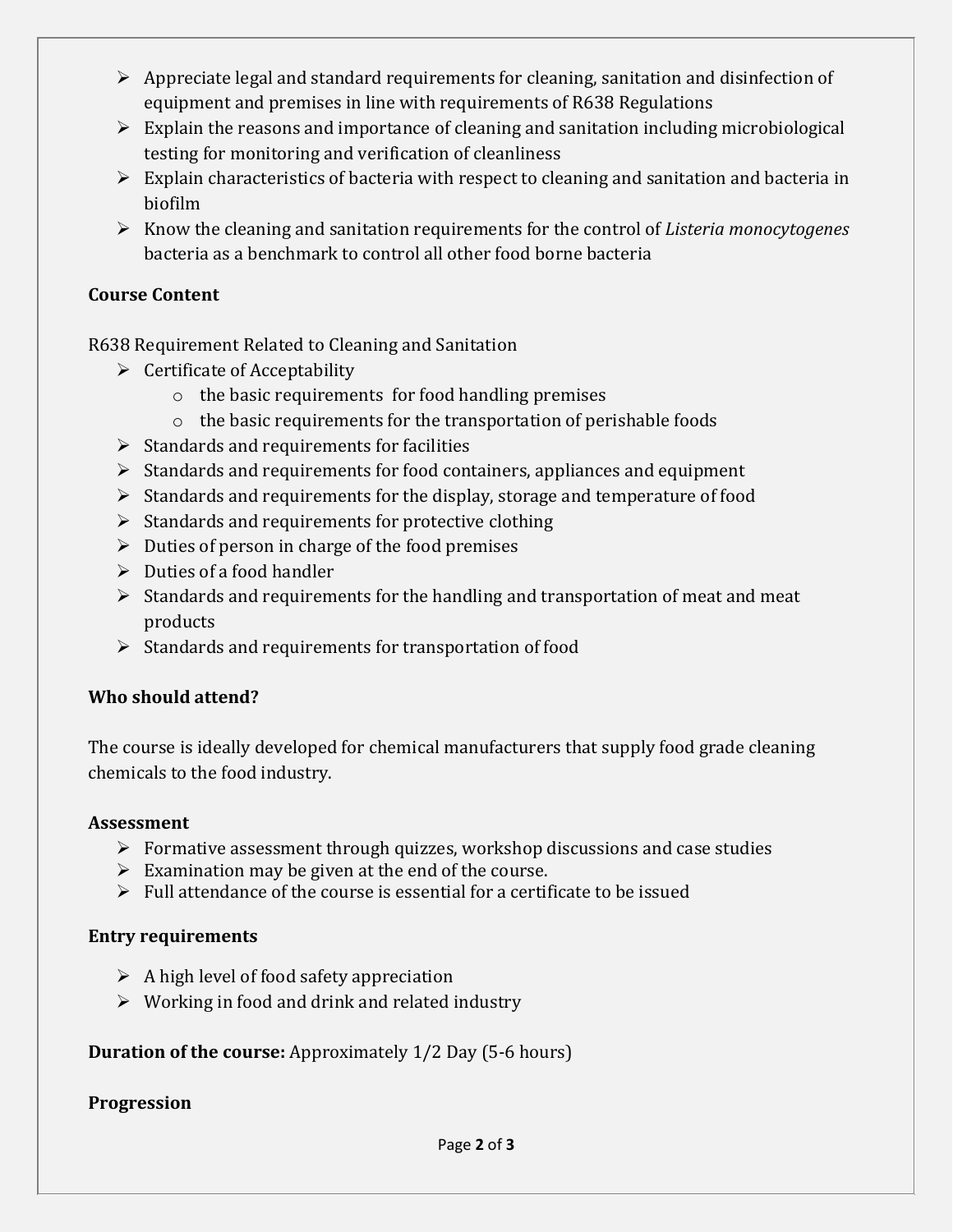- Appreciate legal and standard requirements for cleaning, sanitation and disinfection of equipment and premises in line with requirements of R638 Regulations
- Explain the reasons and importance of cleaning and sanitation including microbiological testing for monitoring and verification of cleanliness
- Explain characteristics of bacteria with respect to cleaning and sanitation and bacteria in biofilm
- Know the cleaning and sanitation requirements for the control of *Listeria monocytogenes* bacteria as a benchmark to control all other food borne bacteria

**Course Content**

R638 Requirement Related to Cleaning and Sanitation

- Certificate of Acceptability
  - the basic requirements for food handling premises
  - the basic requirements for the transportation of perishable foods
- Standards and requirements for facilities
- Standards and requirements for food containers, appliances and equipment
- Standards and requirements for the display, storage and temperature of food
- Standards and requirements for protective clothing
- Duties of person in charge of the food premises
- Duties of a food handler
- Standards and requirements for the handling and transportation of meat and meat products
- Standards and requirements for transportation of food

**Who should attend?**

The course is ideally developed for chemical manufacturers that supply food grade cleaning chemicals to the food industry.

**Assessment**

- Formative assessment through quizzes, workshop discussions and case studies
- Examination may be given at the end of the course.
- Full attendance of the course is essential for a certificate to be issued

**Entry requirements**

- A high level of food safety appreciation
- Working in food and drink and related industry

**Duration of the course:** Approximately 1/2 Day (5-6 hours)

**Progression**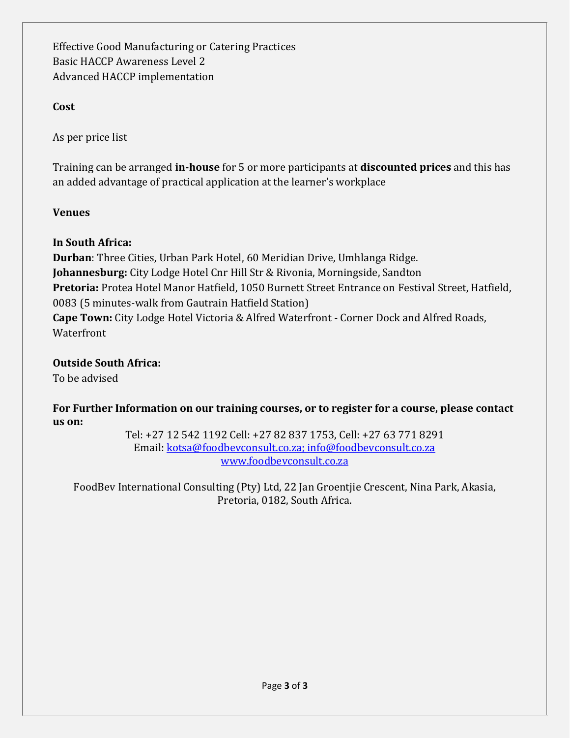Effective Good Manufacturing or Catering Practices
Basic HACCP Awareness Level 2
Advanced HACCP implementation

**Cost**

As per price list

Training can be arranged **in-house** for 5 or more participants at **discounted prices** and this has an added advantage of practical application at the learner's workplace

**Venues**

**In South Africa:**
**Durban**: Three Cities, Urban Park Hotel, 60 Meridian Drive, Umhlanga Ridge.
**Johannesburg:** City Lodge Hotel Cnr Hill Str & Rivonia, Morningside, Sandton
**Pretoria:** Protea Hotel Manor Hatfield, 1050 Burnett Street Entrance on Festival Street, Hatfield, 0083 (5 minutes-walk from Gautrain Hatfield Station)
**Cape Town:** City Lodge Hotel Victoria & Alfred Waterfront - Corner Dock and Alfred Roads, Waterfront

**Outside South Africa:**
To be advised

**For Further Information on our training courses, or to register for a course, please contact us on:**

Tel: +27 12 542 1192 Cell: +27 82 837 1753, Cell: +27 63 771 8291
Email: kotsa@foodbevconsult.co.za; info@foodbevconsult.co.za
www.foodbevconsult.co.za

FoodBev International Consulting (Pty) Ltd, 22 Jan Groentjie Crescent, Nina Park, Akasia, Pretoria, 0182, South Africa.